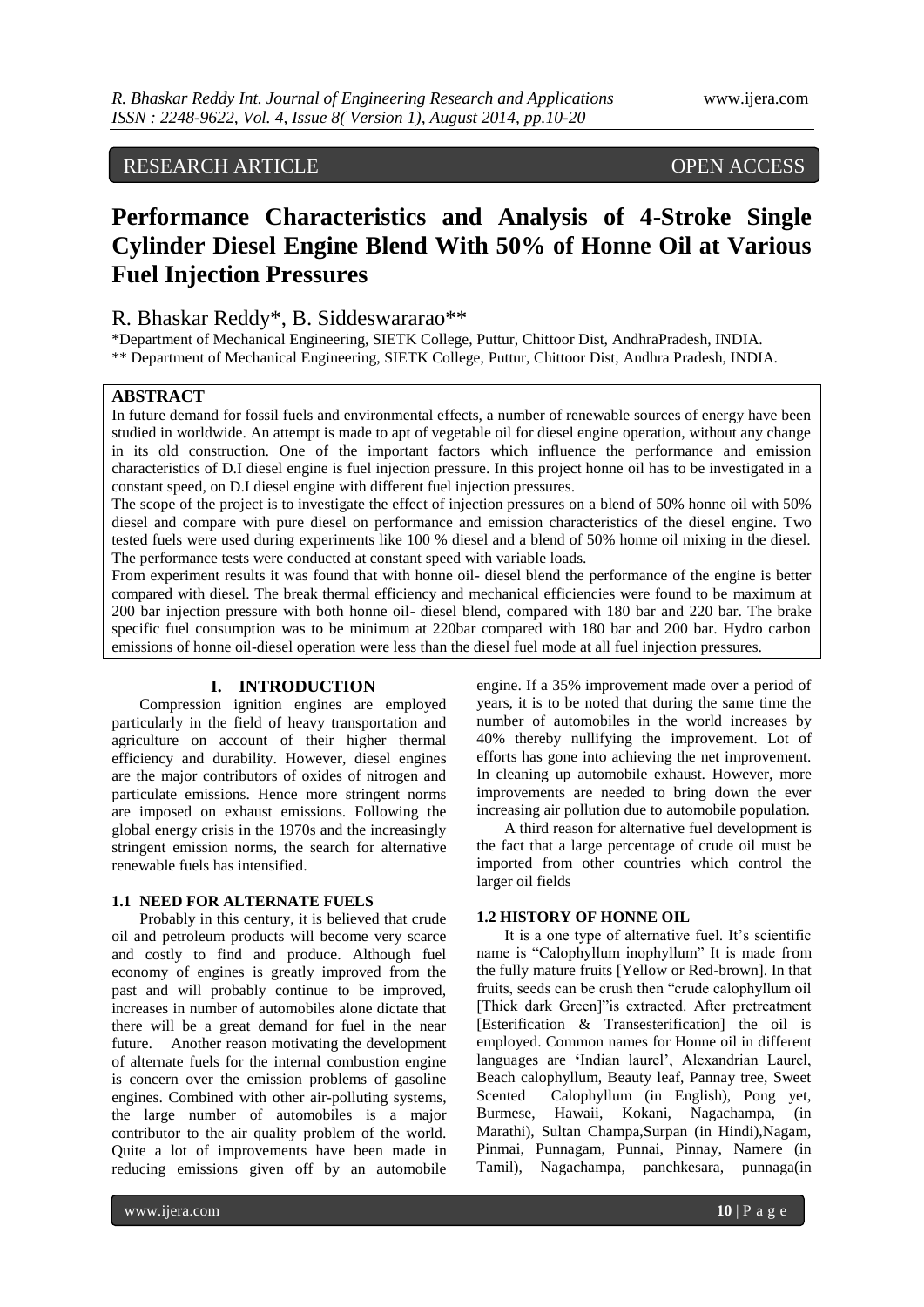RESEARCH ARTICLE OPEN ACCESS

# Performance Characteristics and Analysis of 4-Stroke Single Cylinder Diesel Engine Blend With 50% of Honne Oil at Various Fuel Injection Pressures

R. Bhaskar Reddy*, B. Siddeswararao**

*Department of Mechanical Engineering, SIETK College, Puttur, Chittoor Dist, AndhraPradesh, INDIA.
** Department of Mechanical Engineering, SIETK College, Puttur, Chittoor Dist, Andhra Pradesh, INDIA.

## ABSTRACT

In future demand for fossil fuels and environmental effects, a number of renewable sources of energy have been studied in worldwide. An attempt is made to apt of vegetable oil for diesel engine operation, without any change in its old construction. One of the important factors which influence the performance and emission characteristics of D.I diesel engine is fuel injection pressure. In this project honne oil has to be investigated in a constant speed, on D.I diesel engine with different fuel injection pressures.

The scope of the project is to investigate the effect of injection pressures on a blend of 50% honne oil with 50% diesel and compare with pure diesel on performance and emission characteristics of the diesel engine. Two tested fuels were used during experiments like 100 % diesel and a blend of 50% honne oil mixing in the diesel. The performance tests were conducted at constant speed with variable loads.

From experiment results it was found that with honne oil- diesel blend the performance of the engine is better compared with diesel. The break thermal efficiency and mechanical efficiencies were found to be maximum at 200 bar injection pressure with both honne oil- diesel blend, compared with 180 bar and 220 bar. The brake specific fuel consumption was to be minimum at 220bar compared with 180 bar and 200 bar. Hydro carbon emissions of honne oil-diesel operation were less than the diesel fuel mode at all fuel injection pressures.

## I. INTRODUCTION

Compression ignition engines are employed particularly in the field of heavy transportation and agriculture on account of their higher thermal efficiency and durability. However, diesel engines are the major contributors of oxides of nitrogen and particulate emissions. Hence more stringent norms are imposed on exhaust emissions. Following the global energy crisis in the 1970s and the increasingly stringent emission norms, the search for alternative renewable fuels has intensified.

### 1.1 NEED FOR ALTERNATE FUELS

Probably in this century, it is believed that crude oil and petroleum products will become very scarce and costly to find and produce. Although fuel economy of engines is greatly improved from the past and will probably continue to be improved, increases in number of automobiles alone dictate that there will be a great demand for fuel in the near future. Another reason motivating the development of alternate fuels for the internal combustion engine is concern over the emission problems of gasoline engines. Combined with other air-polluting systems, the large number of automobiles is a major contributor to the air quality problem of the world. Quite a lot of improvements have been made in reducing emissions given off by an automobile engine. If a 35% improvement made over a period of years, it is to be noted that during the same time the number of automobiles in the world increases by 40% thereby nullifying the improvement. Lot of efforts has gone into achieving the net improvement. In cleaning up automobile exhaust. However, more improvements are needed to bring down the ever increasing air pollution due to automobile population.

A third reason for alternative fuel development is the fact that a large percentage of crude oil must be imported from other countries which control the larger oil fields

### 1.2 HISTORY OF HONNE OIL

It is a one type of alternative fuel. It's scientific name is "Calophyllum inophyllum" It is made from the fully mature fruits [Yellow or Red-brown]. In that fruits, seeds can be crush then "crude calophyllum oil [Thick dark Green]"is extracted. After pretreatment [Esterification & Transesterification] the oil is employed. Common names for Honne oil in different languages are 'Indian laurel', Alexandrian Laurel, Beach calophyllum, Beauty leaf, Pannay tree, Sweet Scented Calophyllum (in English), Pong yet, Burmese, Hawaii, Kokani, Nagachampa, (in Marathi), Sultan Champa,Surpan (in Hindi),Nagam, Pinmai, Punnagam, Punnai, Pinnay, Namere (in Tamil), Nagachampa, panchkesara, punnaga(in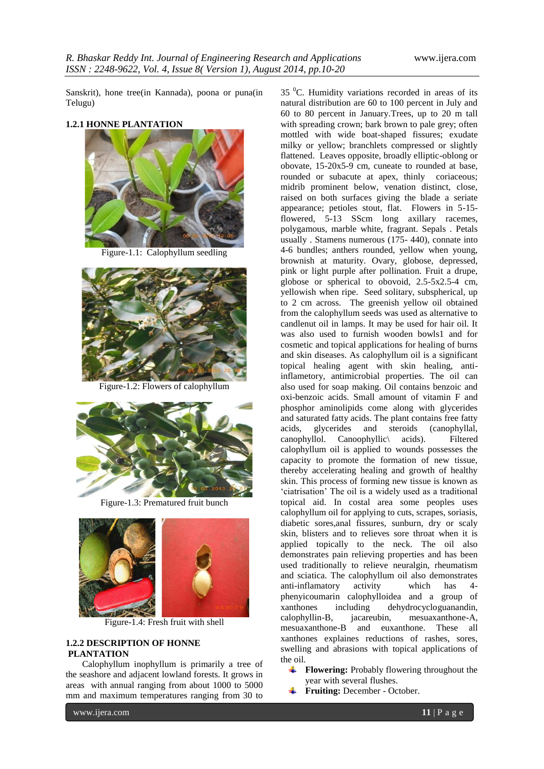Sanskrit), hone tree(in Kannada), poona or puna(in Telugu)

### 1.2.1 HONNE PLANTATION

Figure-1.1: Calophyllum seedling

Figure-1.2: Flowers of calophyllum

Figure-1.3: Prematured fruit bunch

Figure-1.4: Fresh fruit with shell

### 1.2.2 DESCRIPTION OF HONNE PLANTATION

Calophyllum inophyllum is primarily a tree of the seashore and adjacent lowland forests. It grows in areas with annual ranging from about 1000 to 5000 mm and maximum temperatures ranging from 30 to 35 $^0$C. Humidity variations recorded in areas of its natural distribution are 60 to 100 percent in July and 60 to 80 percent in January.Trees, up to 20 m tall with spreading crown; bark brown to pale grey; often mottled with wide boat-shaped fissures; exudate milky or yellow; branchlets compressed or slightly flattened. Leaves opposite, broadly elliptic-oblong or obovate, 15-20x5-9 cm, cuneate to rounded at base, rounded or subacute at apex, thinly coriaceous; midrib prominent below, venation distinct, close, raised on both surfaces giving the blade a seriate appearance; petioles stout, flat. Flowers in 5-15-flowered, 5-13 SScm long axillary racemes, polygamous, marble white, fragrant. Sepals . Petals usually . Stamens numerous (175- 440), connate into 4-6 bundles; anthers rounded, yellow when young, brownish at maturity. Ovary, globose, depressed, pink or light purple after pollination. Fruit a drupe, globose or spherical to obovoid, 2.5-5x2.5-4 cm, yellowish when ripe. Seed solitary, subspherical, up to 2 cm across. The greenish yellow oil obtained from the calophyllum seeds was used as alternative to candlenut oil in lamps. It may be used for hair oil. It was also used to furnish wooden bowls1 and for cosmetic and topical applications for healing of burns and skin diseases. As calophyllum oil is a significant topical healing agent with skin healing, anti-inflamentory, antimicrobial properties. The oil can also used for soap making. Oil contains benzoic and oxi-benzoic acids. Small amount of vitamin F and phosphor aminolipids come along with glycerides and saturated fatty acids. The plant contains free fatty acids, glycerides and steroids (canophyllal, canophyllol. Canoophyllic\ acids). Filtered calophyllum oil is applied to wounds possesses the capacity to promote the formation of new tissue, thereby accelerating healing and growth of healthy skin. This process of forming new tissue is known as 'ciatrisation' The oil is a widely used as a traditional topical aid. In costal area some peoples uses calophyllum oil for applying to cuts, scrapes, soriasis, diabetic sores,anal fissures, sunburn, dry or scaly skin, blisters and to relieves sore throat when it is applied topically to the neck. The oil also demonstrates pain relieving properties and has been used traditionally to relieve neuralgin, rheumatism and sciatica. The calophyllum oil also demonstrates anti-inflamatory activity which has 4-phenyicoumarin calophylloidea and a group of xanthones including dehydrocycloguanandin, calophyllin-B, jacareubin, mesuaxanthone-A, mesuaxanthone-B and euxanthone. These all xanthones explaines reductions of rashes, sores, swelling and abrasions with topical applications of the oil.

- **Flowering:** Probably flowering throughout the year with several flushes.
- **Fruiting:** December - October.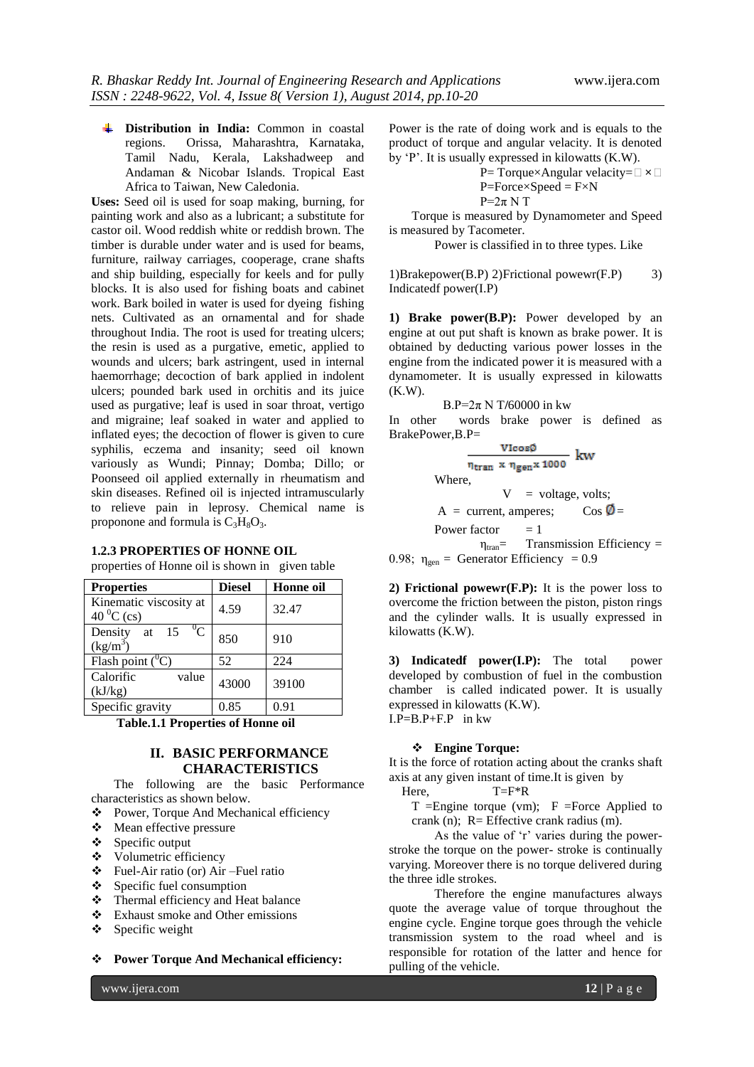- **Distribution in India:** Common in coastal regions. Orissa, Maharashtra, Karnataka, Tamil Nadu, Kerala, Lakshadweep and Andaman & Nicobar Islands. Tropical East Africa to Taiwan, New Caledonia.

**Uses:** Seed oil is used for soap making, burning, for painting work and also as a lubricant; a substitute for castor oil. Wood reddish white or reddish brown. The timber is durable under water and is used for beams, furniture, railway carriages, cooperage, crane shafts and ship building, especially for keels and for pully blocks. It is also used for fishing boats and cabinet work. Bark boiled in water is used for dyeing fishing nets. Cultivated as an ornamental and for shade throughout India. The root is used for treating ulcers; the resin is used as a purgative, emetic, applied to wounds and ulcers; bark astringent, used in internal haemorrhage; decoction of bark applied in indolent ulcers; pounded bark used in orchitis and its juice used as purgative; leaf is used in soar throat, vertigo and migraine; leaf soaked in water and applied to inflated eyes; the decoction of flower is given to cure syphilis, eczema and insanity; seed oil known variously as Wundi; Pinnay; Domba; Dillo; or Poonseed oil applied externally in rheumatism and skin diseases. Refined oil is injected intramuscularly to relieve pain in leprosy. Chemical name is proponone and formula is $C_3H_8O_3$.

### 1.2.3 PROPERTIES OF HONNE OIL

properties of Honne oil is shown in given table

| Properties | Diesel | Honne oil |
|---|---|---|
| Kinematic viscosity at 40 $^0$C (cs) | 4.59 | 32.47 |
| Density at 15 $^0$C (kg/m$^3$) | 850 | 910 |
| Flash point ($^0$C) | 52 | 224 |
| Calorific value (kJ/kg) | 43000 | 39100 |
| Specific gravity | 0.85 | 0.91 |

**Table.1.1 Properties of Honne oil**

## II. BASIC PERFORMANCE CHARACTERISTICS

The following are the basic Performance characteristics as shown below.

- Power, Torque And Mechanical efficiency
- Mean effective pressure
- Specific output
- Volumetric efficiency
- Fuel-Air ratio (or) Air –Fuel ratio
- Specific fuel consumption
- Thermal efficiency and Heat balance
- Exhaust smoke and Other emissions
- Specific weight

- **Power Torque And Mechanical efficiency:**

Power is the rate of doing work and is equals to the product of torque and angular velacity. It is denoted by 'P'. It is usually expressed in kilowatts (K.W).

P= Torque×Angular velacity= □ × □

P=Force×Speed = F×N

$P=2\pi$ N T

Torque is measured by Dynamometer and Speed is measured by Tacometer.

Power is classified in to three types. Like

1)Brakepower(B.P) 2)Frictional powewr(F.P) 3) Indicatedf power(I.P)

**1) Brake power(B.P):** Power developed by an engine at out put shaft is known as brake power. It is obtained by deducting various power losses in the engine from the indicated power it is measured with a dynamometer. It is usually expressed in kilowatts (K.W).

$B.P=2\pi$ N T/60000 in kw

In other words brake power is defined as BrakePower,B.P=

$$\frac{VIcos\emptyset}{\eta_{tran} \times \eta_{gen} \times 1000} \text{ kw}$$

Where,

V = voltage, volts;

A = current, amperes; Cos $\emptyset$ = Power factor = 1

$\eta_{tran}$= Transmission Efficiency = 0.98; $\eta_{gen}$ = Generator Efficiency = 0.9

**2) Frictional powewr(F.P):** It is the power loss to overcome the friction between the piston, piston rings and the cylinder walls. It is usually expressed in kilowatts (K.W).

**3) Indicatedf power(I.P):** The total power developed by combustion of fuel in the combustion chamber is called indicated power. It is usually expressed in kilowatts (K.W).

I.P=B.P+F.P in kw

- **Engine Torque:**

It is the force of rotation acting about the cranks shaft axis at any given instant of time.It is given by

Here, T=F*R

T =Engine torque (vm); F =Force Applied to crank (n); R= Effective crank radius (m).

As the value of 'r' varies during the power-stroke the torque on the power- stroke is continually varying. Moreover there is no torque delivered during the three idle strokes.

Therefore the engine manufactures always quote the average value of torque throughout the engine cycle. Engine torque goes through the vehicle transmission system to the road wheel and is responsible for rotation of the latter and hence for pulling of the vehicle.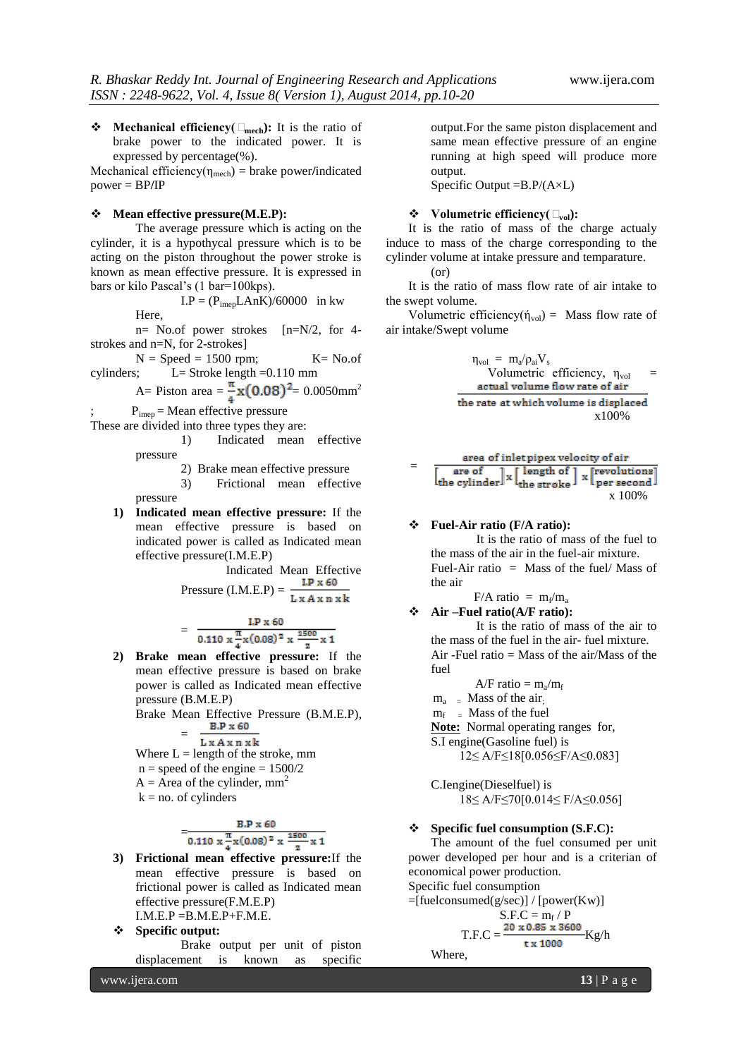- **Mechanical efficiency( $\eta_{mech}$):** It is the ratio of brake power to the indicated power. It is expressed by percentage(%).

Mechanical efficiency($\eta_{mech}$) = brake power/indicated power = BP/IP

- **Mean effective pressure(M.E.P):**

The average pressure which is acting on the cylinder, it is a hypothycal pressure which is to be acting on the piston throughout the power stroke is known as mean effective pressure. It is expressed in bars or kilo Pascal's (1 bar=100kps).

$$I.P = (P_{imep}LAnK)/60000 \text{ in kw}$$

Here,

n= No.of power strokes [n=N/2, for 4-strokes and n=N, for 2-strokes]

N = Speed = 1500 rpm; K= No.of cylinders; L= Stroke length =0.110 mm

A= Piston area = $\frac{\pi}{4}x(0.08)^2$= 0.0050mm$^2$

; $P_{imep}$ = Mean effective pressure

These are divided into three types they are:

1) Indicated mean effective pressure
2) Brake mean effective pressure
3) Frictional mean effective pressure

1) **Indicated mean effective pressure:** If the mean effective pressure is based on indicated power is called as Indicated mean effective pressure(I.M.E.P)

$$\text{Indicated Mean Effective Pressure (I.M.E.P)} = \frac{I.P \times 60}{L \times A \times n \times k}$$

$$= \frac{I.P \times 60}{0.110 \times \frac{\pi}{4}x(0.08)^2 \times \frac{1500}{2} \times 1}$$

2) **Brake mean effective pressure:** If the mean effective pressure is based on brake power is called as Indicated mean effective pressure (B.M.E.P)

Brake Mean Effective Pressure (B.M.E.P),

$$= \frac{B.P \times 60}{L \times A \times n \times k}$$

Where L = length of the stroke, mm

n = speed of the engine = 1500/2

A = Area of the cylinder, mm$^2$

k = no. of cylinders

$$= \frac{B.P \times 60}{0.110 \times \frac{\pi}{4}x(0.08)^2 \times \frac{1500}{2} \times 1}$$

3) **Frictional mean effective pressure:** If the mean effective pressure is based on frictional power is called as Indicated mean effective pressure(F.M.E.P)

I.M.E.P =B.M.E.P+F.M.E.

- **Specific output:**

Brake output per unit of piston displacement is known as specific output.For the same piston displacement and same mean effective pressure of an engine running at high speed will produce more output.

Specific Output =B.P./(A×L)

- **Volumetric efficiency( $\eta_{vol}$):**

It is the ratio of mass of the charge actualy induce to mass of the charge corresponding to the cylinder volume at intake pressure and temparature.

(or)

It is the ratio of mass flow rate of air intake to the swept volume.

Volumetric efficiency($\acute{\eta}_{vol}$) = Mass flow rate of air intake/Swept volume

$$\eta_{vol} = m_a/\rho_{ai}V_s$$

$$\text{Volumetric efficiency, } \eta_{vol} = \frac{\text{actual volume flow rate of air}}{\text{the rate at which volume is displaced}} \times 100\%$$

$$= \frac{\text{area of inlet pipe} \times \text{velocity of air}}{\left[\text{are of the cylinder}\right] \times \left[\text{length of the stroke}\right] \times \left[\text{revolutions per second}\right]} \times 100\%$$

- **Fuel-Air ratio (F/A ratio):**

It is the ratio of mass of the fuel to the mass of the air in the fuel-air mixture.

Fuel-Air ratio = Mass of the fuel/ Mass of the air

$$F/A \text{ ratio} = m_f/m_a$$

- **Air –Fuel ratio(A/F ratio):**

It is the ratio of mass of the air to the mass of the fuel in the air- fuel mixture.

Air -Fuel ratio = Mass of the air/Mass of the fuel

$$A/F \text{ ratio} = m_a/m_f$$

$m_a$ = Mass of the air;

$m_f$ = Mass of the fuel

<u>**Note:**</u> Normal operating ranges for,

S.I engine(Gasoline fuel) is

$12 \leq A/F \leq 18 [0.056 \leq F/A \leq 0.083]$

C.Iengine(Dieselfuel) is

$18 \leq A/F \leq 70 [0.014 \leq F/A \leq 0.056]$

- **Specific fuel consumption (S.F.C):**

The amount of the fuel consumed per unit power developed per hour and is a criterian of economical power production.

Specific fuel consumption

=[fuelconsumed(g/sec)] / [power(Kw)]

$$S.F.C = m_f / P$$

$$T.F.C = \frac{20 \times 0.85 \times 3600}{t \times 1000} Kg/h$$

Where,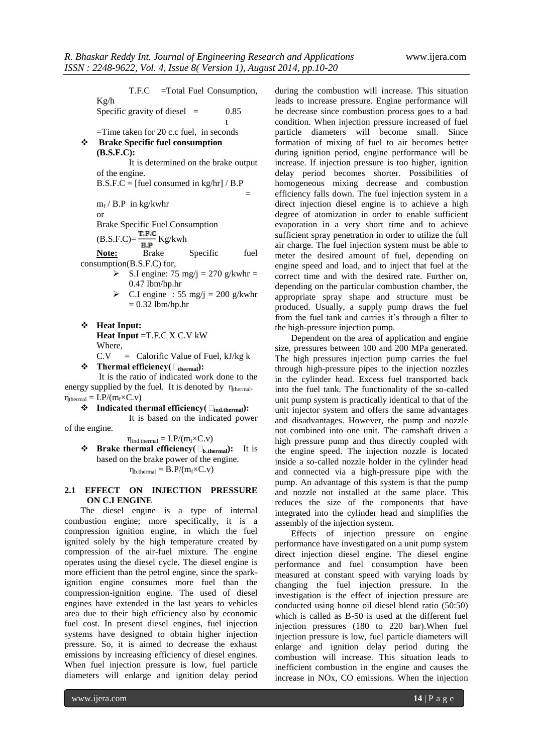T.F.C =Total Fuel Consumption, Kg/h

Specific gravity of diesel = 0.85

t =Time taken for 20 c.c fuel, in seconds

- **Brake Specific fuel consumption (B.S.F.C):**

It is determined on the brake output of the engine.

B.S.F.C = [fuel consumed in kg/hr] / B.P = $m_f$ / B.P in kg/kwhr

or

Brake Specific Fuel Consumption

$$(B.S.F.C) = \frac{T.F.C}{B.P} \text{ Kg/kwh}$$

**Note:** Brake Specific fuel consumption(B.S.F.C) for,

- S.I engine: 75 mg/j = 270 g/kwhr = 0.47 lbm/hp.hr
- C.I engine : 55 mg/j = 200 g/kwhr = 0.32 lbm/hp.hr

- **Heat Input:**

**Heat Input** =T.F.C X C.V kW

Where,

C.V = Calorific Value of Fuel, kJ/kg k

- **Thermal efficiency($\eta_{thermal}$):**

It is the ratio of indicated work done to the energy supplied by the fuel. It is denoted by $\eta_{thermal}$.

$\eta_{thermal} = I.P/(m_f \times C.v)$

- **Indicated thermal efficiency($\eta_{ind.thermal}$):**

It is based on the indicated power of the engine.

$$\eta_{ind.thermal} = I.P/(m_f \times C.v)$$

- **Brake thermal efficiency($\eta_{b.thermal}$):** It is based on the brake power of the engine.

$$\eta_{b.thermal} = B.P/(m_f \times C.v)$$

## 2.1 EFFECT ON INJECTION PRESSURE ON C.I ENGINE

The diesel engine is a type of internal combustion engine; more specifically, it is a compression ignition engine, in which the fuel ignited solely by the high temperature created by compression of the air-fuel mixture. The engine operates using the diesel cycle. The diesel engine is more efficient than the petrol engine, since the spark-ignition engine consumes more fuel than the compression-ignition engine. The used of diesel engines have extended in the last years to vehicles area due to their high efficiency also by economic fuel cost. In present diesel engines, fuel injection systems have designed to obtain higher injection pressure. So, it is aimed to decrease the exhaust emissions by increasing efficiency of diesel engines. When fuel injection pressure is low, fuel particle diameters will enlarge and ignition delay period during the combustion will increase. This situation leads to increase pressure. Engine performance will be decrease since combustion process goes to a bad condition. When injection pressure increased of fuel particle diameters will become small. Since formation of mixing of fuel to air becomes better during ignition period, engine performance will be increase. If injection pressure is too higher, ignition delay period becomes shorter. Possibilities of homogeneous mixing decrease and combustion efficiency falls down. The fuel injection system in a direct injection diesel engine is to achieve a high degree of atomization in order to enable sufficient evaporation in a very short time and to achieve sufficient spray penetration in order to utilize the full air charge. The fuel injection system must be able to meter the desired amount of fuel, depending on engine speed and load, and to inject that fuel at the correct time and with the desired rate. Further on, depending on the particular combustion chamber, the appropriate spray shape and structure must be produced. Usually, a supply pump draws the fuel from the fuel tank and carries it's through a filter to the high-pressure injection pump.

Dependent on the area of application and engine size, pressures between 100 and 200 MPa generated. The high pressures injection pump carries the fuel through high-pressure pipes to the injection nozzles in the cylinder head. Excess fuel transported back into the fuel tank. The functionality of the so-called unit pump system is practically identical to that of the unit injector system and offers the same advantages and disadvantages. However, the pump and nozzle not combined into one unit. The camshaft driven a high pressure pump and thus directly coupled with the engine speed. The injection nozzle is located inside a so-called nozzle holder in the cylinder head and connected via a high-pressure pipe with the pump. An advantage of this system is that the pump and nozzle not installed at the same place. This reduces the size of the components that have integrated into the cylinder head and simplifies the assembly of the injection system.

Effects of injection pressure on engine performance have investigated on a unit pump system direct injection diesel engine. The diesel engine performance and fuel consumption have been measured at constant speed with varying loads by changing the fuel injection pressure. In the investigation is the effect of injection pressure are conducted using honne oil diesel blend ratio (50:50) which is called as B-50 is used at the different fuel injection pressures (180 to 220 bar).When fuel injection pressure is low, fuel particle diameters will enlarge and ignition delay period during the combustion will increase. This situation leads to inefficient combustion in the engine and causes the increase in NOx, CO emissions. When the injection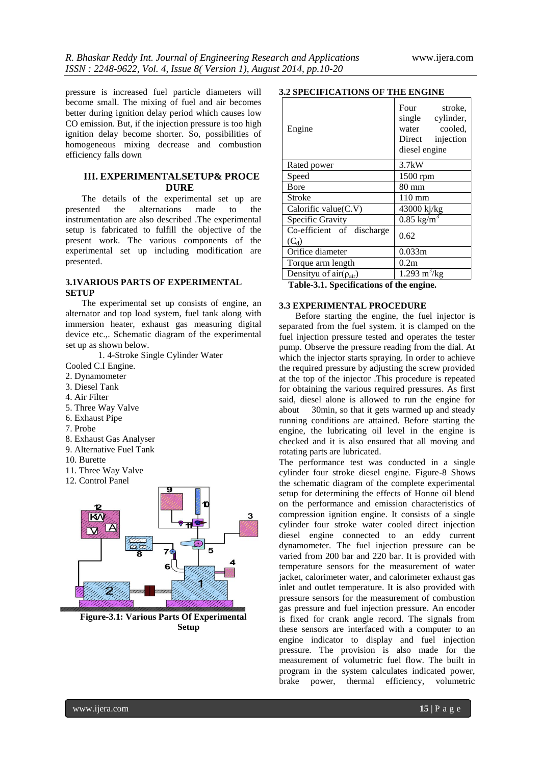pressure is increased fuel particle diameters will become small. The mixing of fuel and air becomes better during ignition delay period which causes low CO emission. But, if the injection pressure is too high ignition delay become shorter. So, possibilities of homogeneous mixing decrease and combustion efficiency falls down

## III. EXPERIMENTALSETUP& PROCE DURE

The details of the experimental set up are presented the alternations made to the instrumentation are also described .The experimental setup is fabricated to fulfill the objective of the present work. The various components of the experimental set up including modification are presented.

### 3.1VARIOUS PARTS OF EXPERIMENTAL SETUP

The experimental set up consists of engine, an alternator and top load system, fuel tank along with immersion heater, exhaust gas measuring digital device etc.,. Schematic diagram of the experimental set up as shown below.

1. 4-Stroke Single Cylinder Water Cooled C.I Engine.
2. Dynamometer
3. Diesel Tank
4. Air Filter
5. Three Way Valve
6. Exhaust Pipe
7. Probe
8. Exhaust Gas Analyser
9. Alternative Fuel Tank
10. Burette
11. Three Way Valve
12. Control Panel

**Figure-3.1: Various Parts Of Experimental Setup**

### 3.2 SPECIFICATIONS OF THE ENGINE

| Engine | Four stroke, single cylinder, water cooled, Direct injection diesel engine |
|---|---|
| Rated power | 3.7kW |
| Speed | 1500 rpm |
| Bore | 80 mm |
| Stroke | 110 mm |
| Calorific value(C.V) | 43000 kj/kg |
| Specific Gravity | 0.85 kg/m$^3$ |
| Co-efficient of discharge ($C_d$) | 0.62 |
| Orifice diameter | 0.033m |
| Torque arm length | 0.2m |
| Densityu of air($\rho_{air}$) | 1.293 m$^3$/kg |

**Table-3.1. Specifications of the engine.**

### 3.3 EXPERIMENTAL PROCEDURE

Before starting the engine, the fuel injector is separated from the fuel system. it is clamped on the fuel injection pressure tested and operates the tester pump. Observe the pressure reading from the dial. At which the injector starts spraying. In order to achieve the required pressure by adjusting the screw provided at the top of the injector .This procedure is repeated for obtaining the various required pressures. As first said, diesel alone is allowed to run the engine for about 30min, so that it gets warmed up and steady running conditions are attained. Before starting the engine, the lubricating oil level in the engine is checked and it is also ensured that all moving and rotating parts are lubricated.

The performance test was conducted in a single cylinder four stroke diesel engine. Figure-8 Shows the schematic diagram of the complete experimental setup for determining the effects of Honne oil blend on the performance and emission characteristics of compression ignition engine. It consists of a single cylinder four stroke water cooled direct injection diesel engine connected to an eddy current dynamometer. The fuel injection pressure can be varied from 200 bar and 220 bar. It is provided with temperature sensors for the measurement of water jacket, calorimeter water, and calorimeter exhaust gas inlet and outlet temperature. It is also provided with pressure sensors for the measurement of combustion gas pressure and fuel injection pressure. An encoder is fixed for crank angle record. The signals from these sensors are interfaced with a computer to an engine indicator to display and fuel injection pressure. The provision is also made for the measurement of volumetric fuel flow. The built in program in the system calculates indicated power, brake power, thermal efficiency, volumetric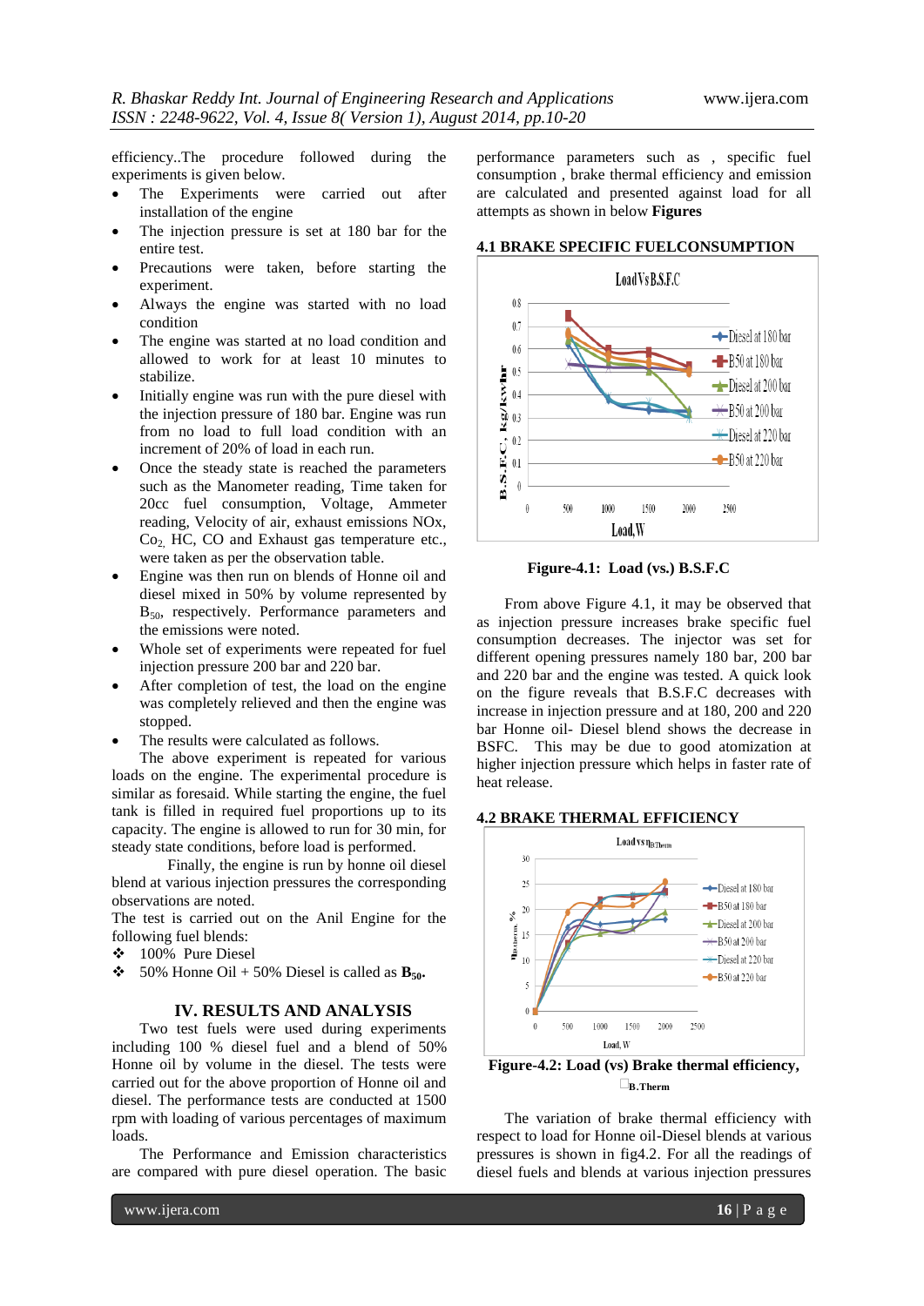efficiency..The procedure followed during the experiments is given below.

- The Experiments were carried out after installation of the engine
- The injection pressure is set at 180 bar for the entire test.
- Precautions were taken, before starting the experiment.
- Always the engine was started with no load condition
- The engine was started at no load condition and allowed to work for at least 10 minutes to stabilize.
- Initially engine was run with the pure diesel with the injection pressure of 180 bar. Engine was run from no load to full load condition with an increment of 20% of load in each run.
- Once the steady state is reached the parameters such as the Manometer reading, Time taken for 20cc fuel consumption, Voltage, Ammeter reading, Velocity of air, exhaust emissions NOx, $Co_2$, HC, CO and Exhaust gas temperature etc., were taken as per the observation table.
- Engine was then run on blends of Honne oil and diesel mixed in 50% by volume represented by $B_{50}$, respectively. Performance parameters and the emissions were noted.
- Whole set of experiments were repeated for fuel injection pressure 200 bar and 220 bar.
- After completion of test, the load on the engine was completely relieved and then the engine was stopped.
- The results were calculated as follows.

The above experiment is repeated for various loads on the engine. The experimental procedure is similar as foresaid. While starting the engine, the fuel tank is filled in required fuel proportions up to its capacity. The engine is allowed to run for 30 min, for steady state conditions, before load is performed.

Finally, the engine is run by honne oil diesel blend at various injection pressures the corresponding observations are noted.

The test is carried out on the Anil Engine for the following fuel blends:

- 100% Pure Diesel
- 50% Honne Oil + 50% Diesel is called as **$B_{50}$.**

## IV. RESULTS AND ANALYSIS

Two test fuels were used during experiments including 100 % diesel fuel and a blend of 50% Honne oil by volume in the diesel. The tests were carried out for the above proportion of Honne oil and diesel. The performance tests are conducted at 1500 rpm with loading of various percentages of maximum loads.

The Performance and Emission characteristics are compared with pure diesel operation. The basic performance parameters such as , specific fuel consumption , brake thermal efficiency and emission are calculated and presented against load for all attempts as shown in below **Figures**

### 4.1 BRAKE SPECIFIC FUELCONSUMPTION

**Figure-4.1: Load (vs.) B.S.F.C**

From above Figure 4.1, it may be observed that as injection pressure increases brake specific fuel consumption decreases. The injector was set for different opening pressures namely 180 bar, 200 bar and 220 bar and the engine was tested. A quick look on the figure reveals that B.S.F.C decreases with increase in injection pressure and at 180, 200 and 220 bar Honne oil- Diesel blend shows the decrease in BSFC. This may be due to good atomization at higher injection pressure which helps in faster rate of heat release.

### 4.2 BRAKE THERMAL EFFICIENCY

**Figure-4.2: Load (vs) Brake thermal efficiency, $\eta_{B.Therm}$**

The variation of brake thermal efficiency with respect to load for Honne oil-Diesel blends at various pressures is shown in fig4.2. For all the readings of diesel fuels and blends at various injection pressures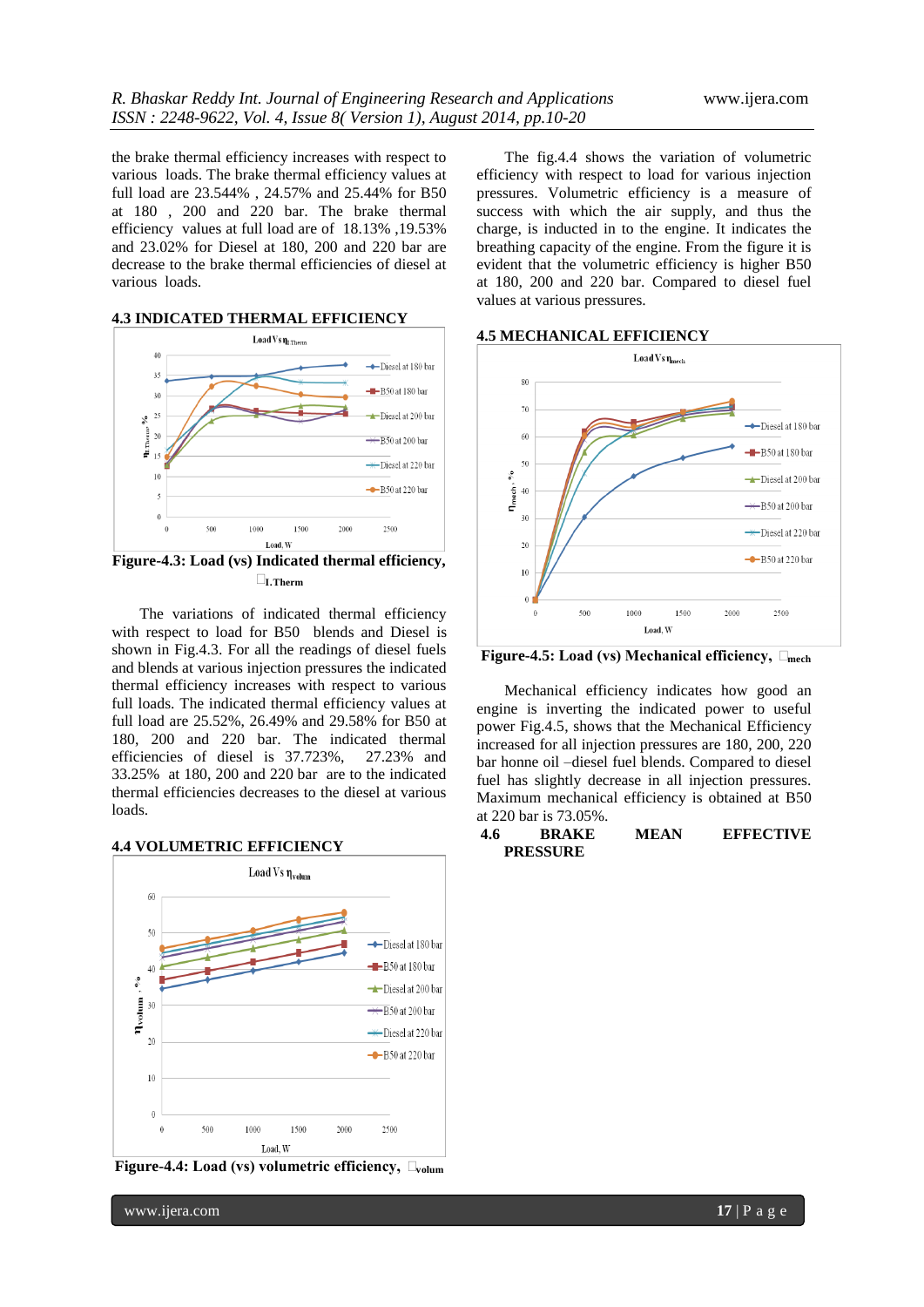the brake thermal efficiency increases with respect to various loads. The brake thermal efficiency values at full load are 23.544% , 24.57% and 25.44% for B50 at 180 , 200 and 220 bar. The brake thermal efficiency values at full load are of 18.13% ,19.53% and 23.02% for Diesel at 180, 200 and 220 bar are decrease to the brake thermal efficiencies of diesel at various loads.

### 4.3 INDICATED THERMAL EFFICIENCY

**Figure-4.3: Load (vs) Indicated thermal efficiency, $\eta_{I.Therm}$**

The variations of indicated thermal efficiency with respect to load for B50 blends and Diesel is shown in Fig.4.3. For all the readings of diesel fuels and blends at various injection pressures the indicated thermal efficiency increases with respect to various full loads. The indicated thermal efficiency values at full load are 25.52%, 26.49% and 29.58% for B50 at 180, 200 and 220 bar. The indicated thermal efficiencies of diesel is 37.723%, 27.23% and 33.25% at 180, 200 and 220 bar are to the indicated thermal efficiencies decreases to the diesel at various loads.

### 4.4 VOLUMETRIC EFFICIENCY

**Figure-4.4: Load (vs) volumetric efficiency, $\eta_{volum}$**

The fig.4.4 shows the variation of volumetric efficiency with respect to load for various injection pressures. Volumetric efficiency is a measure of success with which the air supply, and thus the charge, is inducted in to the engine. It indicates the breathing capacity of the engine. From the figure it is evident that the volumetric efficiency is higher B50 at 180, 200 and 220 bar. Compared to diesel fuel values at various pressures.

### 4.5 MECHANICAL EFFICIENCY

**Figure-4.5: Load (vs) Mechanical efficiency, $\eta_{mech}$**

Mechanical efficiency indicates how good an engine is inverting the indicated power to useful power Fig.4.5, shows that the Mechanical Efficiency increased for all injection pressures are 180, 200, 220 bar honne oil –diesel fuel blends. Compared to diesel fuel has slightly decrease in all injection pressures. Maximum mechanical efficiency is obtained at B50 at 220 bar is 73.05%.

### 4.6 BRAKE MEAN EFFECTIVE PRESSURE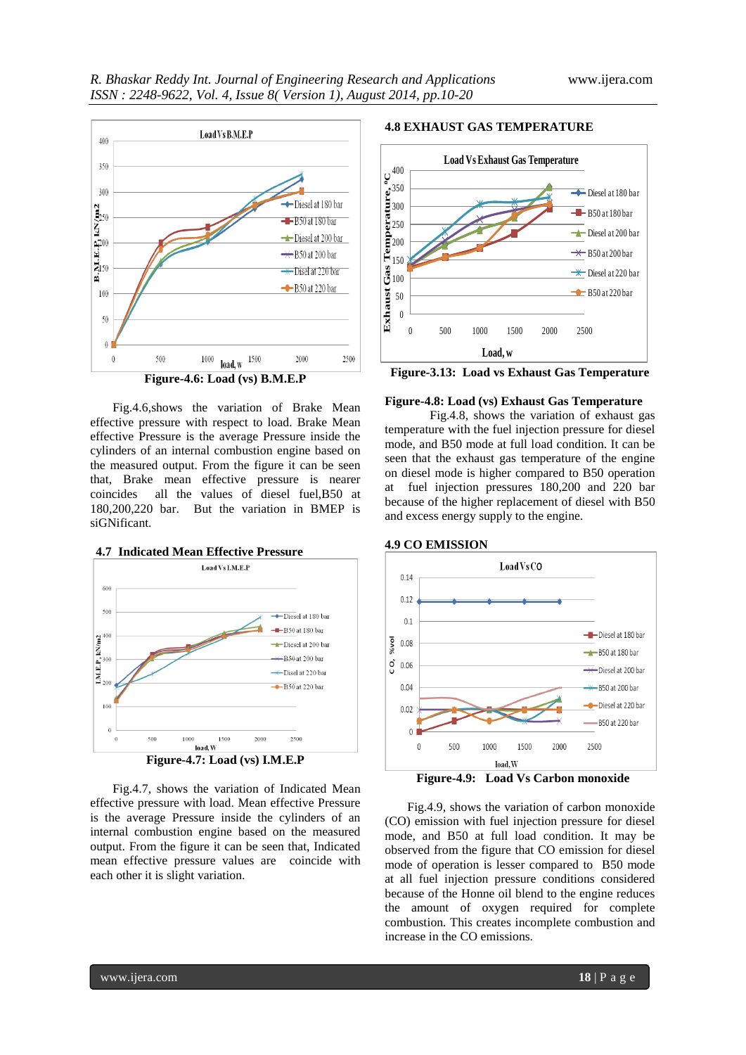Figure-4.6: Load (vs) B.M.E.P

Fig.4.6,shows the variation of Brake Mean effective pressure with respect to load. Brake Mean effective Pressure is the average Pressure inside the cylinders of an internal combustion engine based on the measured output. From the figure it can be seen that, Brake mean effective pressure is nearer coincides all the values of diesel fuel,B50 at 180,200,220 bar. But the variation in BMEP is siGNificant.

## 4.7 Indicated Mean Effective Pressure

Figure-4.7: Load (vs) I.M.E.P

Fig.4.7, shows the variation of Indicated Mean effective pressure with load. Mean effective Pressure is the average Pressure inside the cylinders of an internal combustion engine based on the measured output. From the figure it can be seen that, Indicated mean effective pressure values are coincide with each other it is slight variation.

## 4.8 EXHAUST GAS TEMPERATURE

Figure-3.13: Load vs Exhaust Gas Temperature

**Figure-4.8: Load (vs) Exhaust Gas Temperature**

Fig.4.8, shows the variation of exhaust gas temperature with the fuel injection pressure for diesel mode, and B50 mode at full load condition. It can be seen that the exhaust gas temperature of the engine on diesel mode is higher compared to B50 operation at fuel injection pressures 180,200 and 220 bar because of the higher replacement of diesel with B50 and excess energy supply to the engine.

## 4.9 CO EMISSION

Figure-4.9: Load Vs Carbon monoxide

Fig.4.9, shows the variation of carbon monoxide (CO) emission with fuel injection pressure for diesel mode, and B50 at full load condition. It may be observed from the figure that CO emission for diesel mode of operation is lesser compared to B50 mode at all fuel injection pressure conditions considered because of the Honne oil blend to the engine reduces the amount of oxygen required for complete combustion. This creates incomplete combustion and increase in the CO emissions.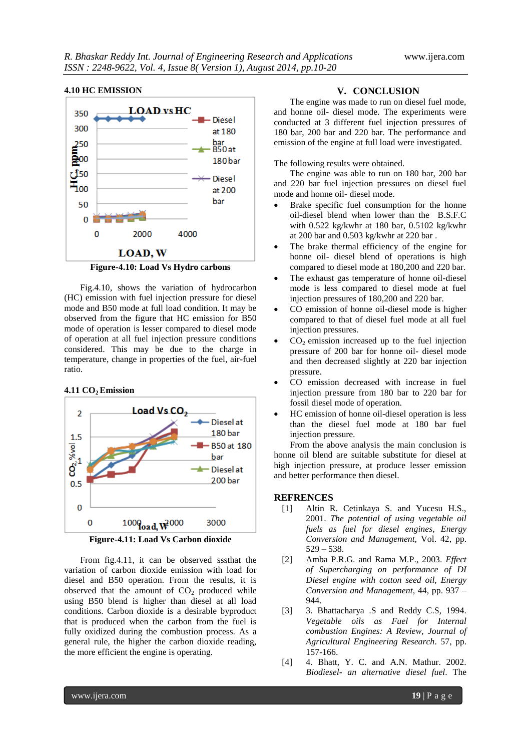### 4.10 HC EMISSION

Figure-4.10: Load Vs Hydro carbons

Fig.4.10, shows the variation of hydrocarbon (HC) emission with fuel injection pressure for diesel mode and B50 mode at full load condition. It may be observed from the figure that HC emission for B50 mode of operation is lesser compared to diesel mode of operation at all fuel injection pressure conditions considered. This may be due to the charge in temperature, change in properties of the fuel, air-fuel ratio.

### 4.11 $CO_2$ Emission

Figure-4.11: Load Vs Carbon dioxide

From fig.4.11, it can be observed sssthat the variation of carbon dioxide emission with load for diesel and B50 operation. From the results, it is observed that the amount of $CO_2$ produced while using B50 blend is higher than diesel at all load conditions. Carbon dioxide is a desirable byproduct that is produced when the carbon from the fuel is fully oxidized during the combustion process. As a general rule, the higher the carbon dioxide reading, the more efficient the engine is operating.

## V. CONCLUSION

The engine was made to run on diesel fuel mode, and honne oil- diesel mode. The experiments were conducted at 3 different fuel injection pressures of 180 bar, 200 bar and 220 bar. The performance and emission of the engine at full load were investigated.

The following results were obtained.

The engine was able to run on 180 bar, 200 bar and 220 bar fuel injection pressures on diesel fuel mode and honne oil- diesel mode.

- Brake specific fuel consumption for the honne oil-diesel blend when lower than the B.S.F.C with 0.522 kg/kwhr at 180 bar, 0.5102 kg/kwhr at 200 bar and 0.503 kg/kwhr at 220 bar .
- The brake thermal efficiency of the engine for honne oil- diesel blend of operations is high compared to diesel mode at 180,200 and 220 bar.
- The exhaust gas temperature of honne oil-diesel mode is less compared to diesel mode at fuel injection pressures of 180,200 and 220 bar.
- CO emission of honne oil-diesel mode is higher compared to that of diesel fuel mode at all fuel injection pressures.
- $CO_2$ emission increased up to the fuel injection pressure of 200 bar for honne oil- diesel mode and then decreased slightly at 220 bar injection pressure.
- CO emission decreased with increase in fuel injection pressure from 180 bar to 220 bar for fossil diesel mode of operation.
- HC emission of honne oil-diesel operation is less than the diesel fuel mode at 180 bar fuel injection pressure.

From the above analysis the main conclusion is honne oil blend are suitable substitute for diesel at high injection pressure, at produce lesser emission and better performance then diesel.

## REFRENCES

[1] Altin R. Cetinkaya S. and Yucesu H.S., 2001. *The potential of using vegetable oil fuels as fuel for diesel engines, Energy Conversion and Management,* Vol. 42, pp. 529 – 538.

[2] Amba P.R.G. and Rama M.P., 2003. *Effect of Supercharging on performance of DI Diesel engine with cotton seed oil, Energy Conversion and Management*, 44, pp. 937 – 944.

[3] 3. Bhattacharya .S and Reddy C.S, 1994. *Vegetable oils as Fuel for Internal combustion Engines: A Review, Journal of Agricultural Engineering Research*. 57, pp. 157-166.

[4] 4. Bhatt, Y. C. and A.N. Mathur. 2002. *Biodiesel- an alternative diesel fuel*. The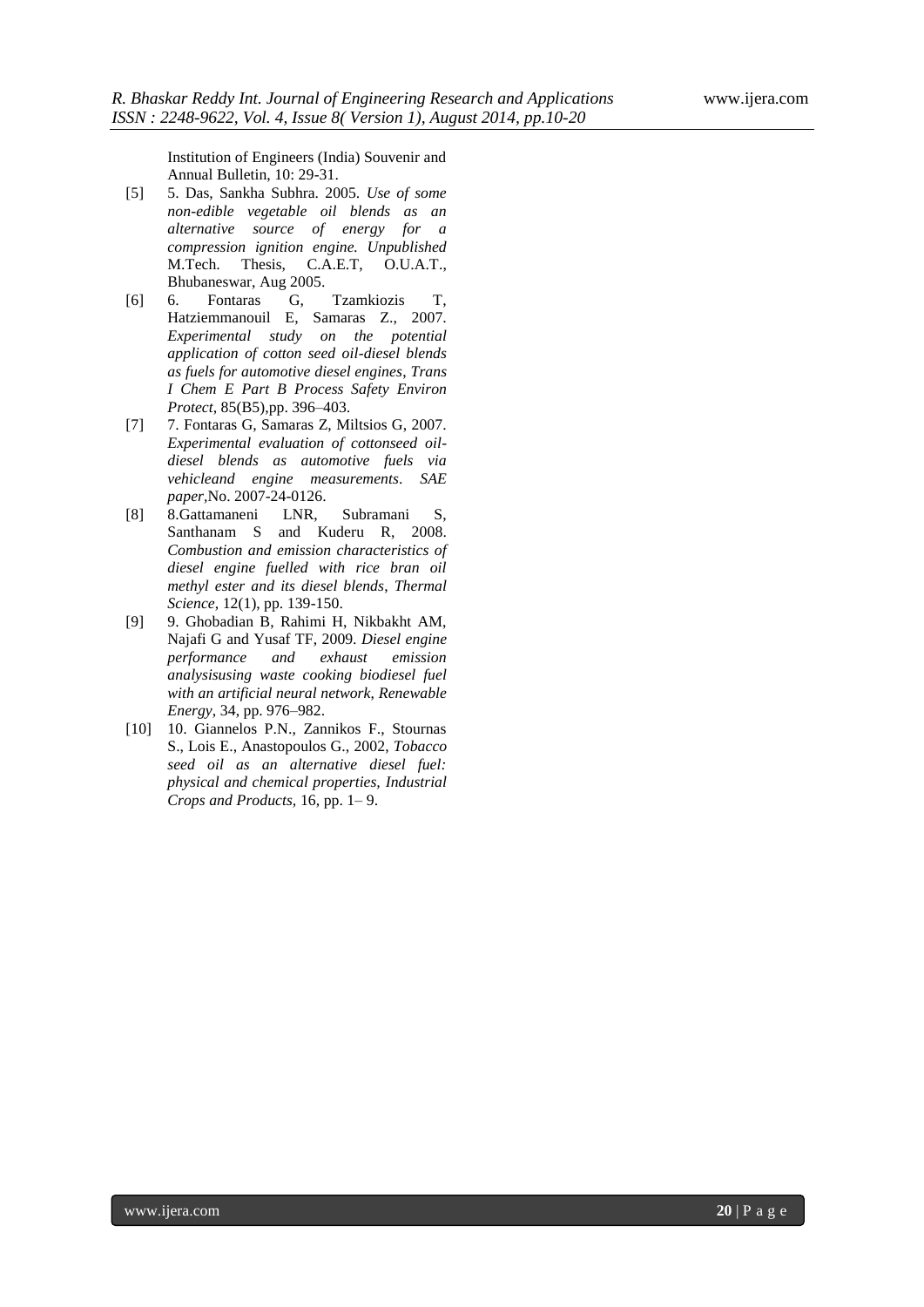Institution of Engineers (India) Souvenir and Annual Bulletin, 10: 29-31.

[5] 5. Das, Sankha Subhra. 2005. *Use of some non-edible vegetable oil blends as an alternative source of energy for a compression ignition engine. Unpublished* M.Tech. Thesis, C.A.E.T, O.U.A.T., Bhubaneswar, Aug 2005.

[6] 6. Fontaras G, Tzamkiozis T, Hatziemmanouil E, Samaras Z., 2007. *Experimental study on the potential application of cotton seed oil-diesel blends as fuels for automotive diesel engines*, *Trans I Chem E Part B Process Safety Environ Protect*, 85(B5),pp. 396–403.

[7] 7. Fontaras G, Samaras Z, Miltsios G, 2007. *Experimental evaluation of cottonseed oil-diesel blends as automotive fuels via vehicleand engine measurements*. *SAE paper*,No. 2007-24-0126.

[8] 8.Gattamaneni LNR, Subramani S, Santhanam S and Kuderu R, 2008. *Combustion and emission characteristics of diesel engine fuelled with rice bran oil methyl ester and its diesel blends*, *Thermal Science*, 12(1), pp. 139-150.

[9] 9. Ghobadian B, Rahimi H, Nikbakht AM, Najafi G and Yusaf TF, 2009. *Diesel engine performance and exhaust emission analysisusing waste cooking biodiesel fuel with an artificial neural network*, *Renewable Energy*, 34, pp. 976–982.

[10] 10. Giannelos P.N., Zannikos F., Stournas S., Lois E., Anastopoulos G., 2002, *Tobacco seed oil as an alternative diesel fuel: physical and chemical properties, Industrial Crops and Products*, 16, pp. 1– 9.